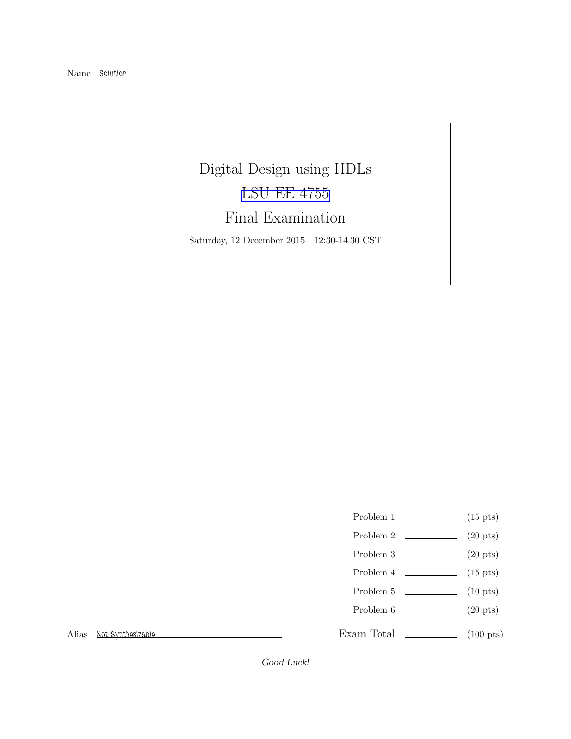Name Solution

# Digital Design using HDLs

## LSU EE 4755

## Final Examination

Saturday, 12 December 2015 12:30-14:30 CST

| | | |
|---|---|---|
| Problem 1 | | (15 pts) |
| Problem 2 | | (20 pts) |
| Problem 3 | | (20 pts) |
| Problem 4 | | (15 pts) |
| Problem 5 | | (10 pts) |
| Problem 6 | | (20 pts) |
| Exam Total | | (100 pts) |

Alias Not Synthesizable

*Good Luck!*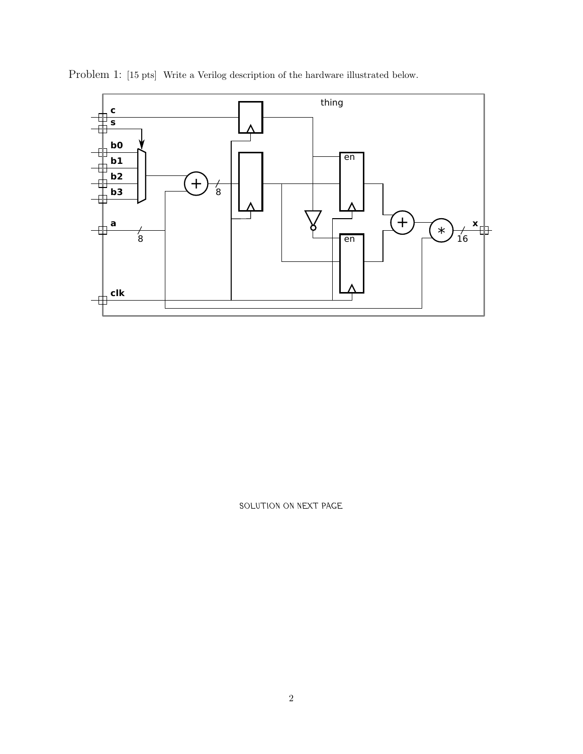Problem 1: [15 pts] Write a Verilog description of the hardware illustrated below.

SOLUTION ON NEXT PAGE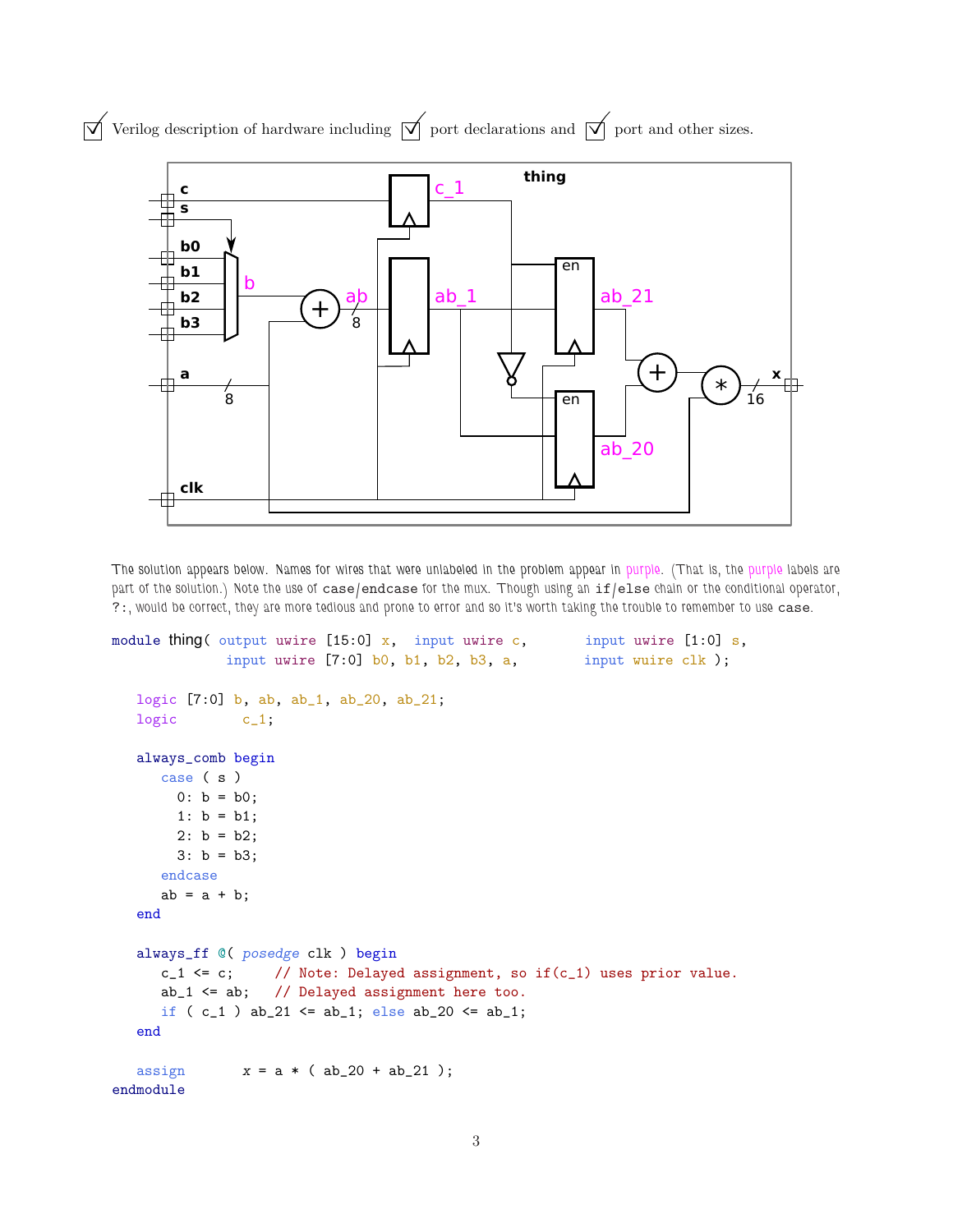☑ Verilog description of hardware including ☑ port declarations and ☑ port and other sizes.

The solution appears below. Names for wires that were unlabeled in the problem appear in purple. (That is, the purple labels are part of the solution.) Note the use of case/endcase for the mux. Though using an if/else chain or the conditional operator, ?:, would be correct, they are more tedious and prone to error and so it's worth taking the trouble to remember to use case.

```
module thing( output uwire [15:0] x,  input uwire c,       input uwire [1:0] s,
              input uwire [7:0] b0, b1, b2, b3, a,        input wuire clk );

   logic [7:0] b, ab, ab_1, ab_20, ab_21;
   logic       c_1;

   always_comb begin
      case ( s )
        0: b = b0;
        1: b = b1;
        2: b = b2;
        3: b = b3;
      endcase
      ab = a + b;
   end

   always_ff @( posedge clk ) begin
      c_1 <= c;     // Note: Delayed assignment, so if(c_1) uses prior value.
      ab_1 <= ab;   // Delayed assignment here too.
      if ( c_1 ) ab_21 <= ab_1; else ab_20 <= ab_1;
   end

   assign      x = a * ( ab_20 + ab_21 );
endmodule
```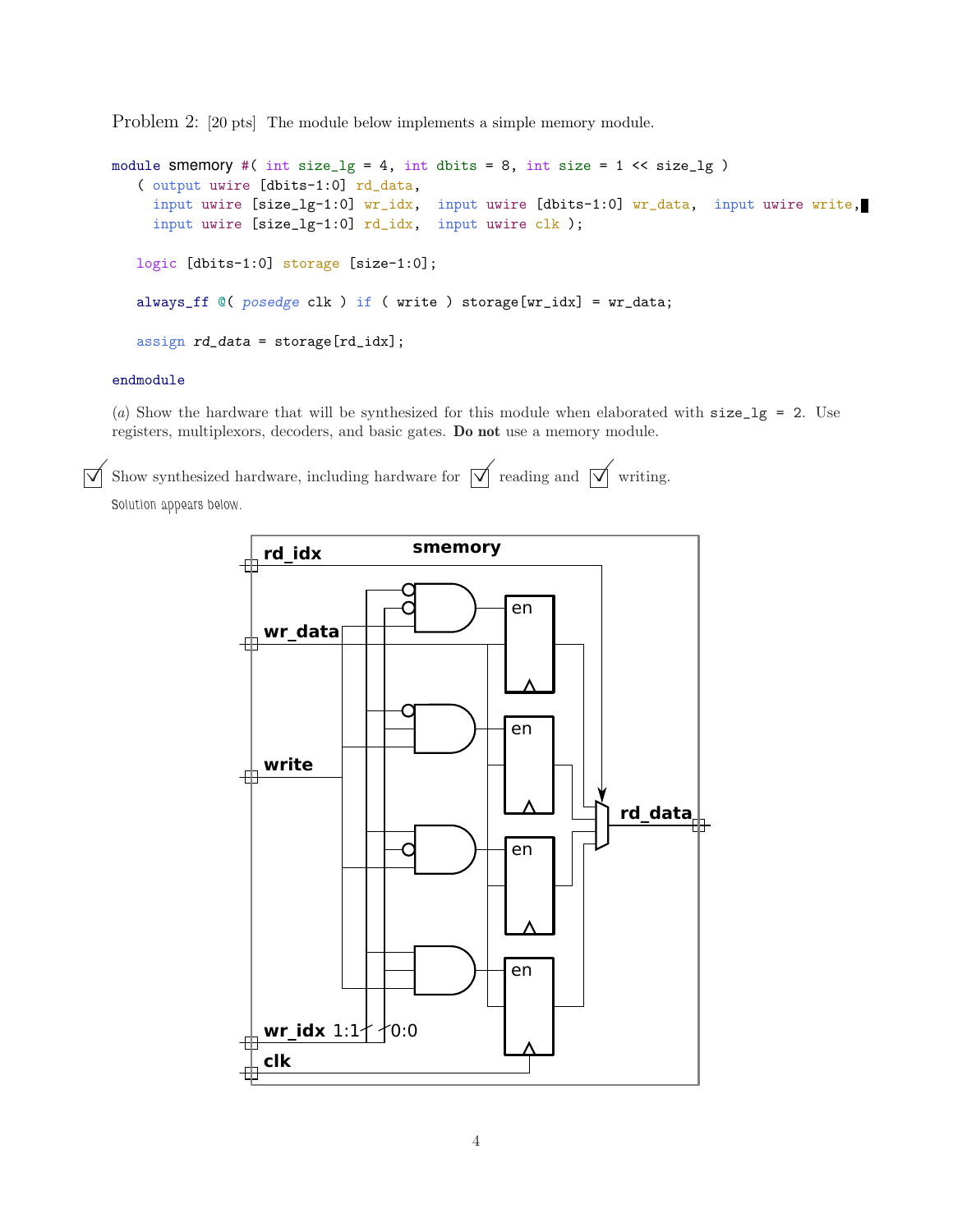Problem 2: [20 pts] The module below implements a simple memory module.

```
module smemory #( int size_lg = 4, int dbits = 8, int size = 1 << size_lg )
   ( output uwire [dbits-1:0] rd_data,
     input uwire [size_lg-1:0] wr_idx,  input uwire [dbits-1:0] wr_data,  input uwire write,
     input uwire [size_lg-1:0] rd_idx,  input uwire clk );

   logic [dbits-1:0] storage [size-1:0];

   always_ff @( posedge clk ) if ( write ) storage[wr_idx] = wr_data;

   assign rd_data = storage[rd_idx];

endmodule
```

(*a*) Show the hardware that will be synthesized for this module when elaborated with `size_lg = 2`. Use registers, multiplexors, decoders, and basic gates. **Do not** use a memory module.

☑ Show synthesized hardware, including hardware for ☑ reading and ☑ writing.

Solution appears below.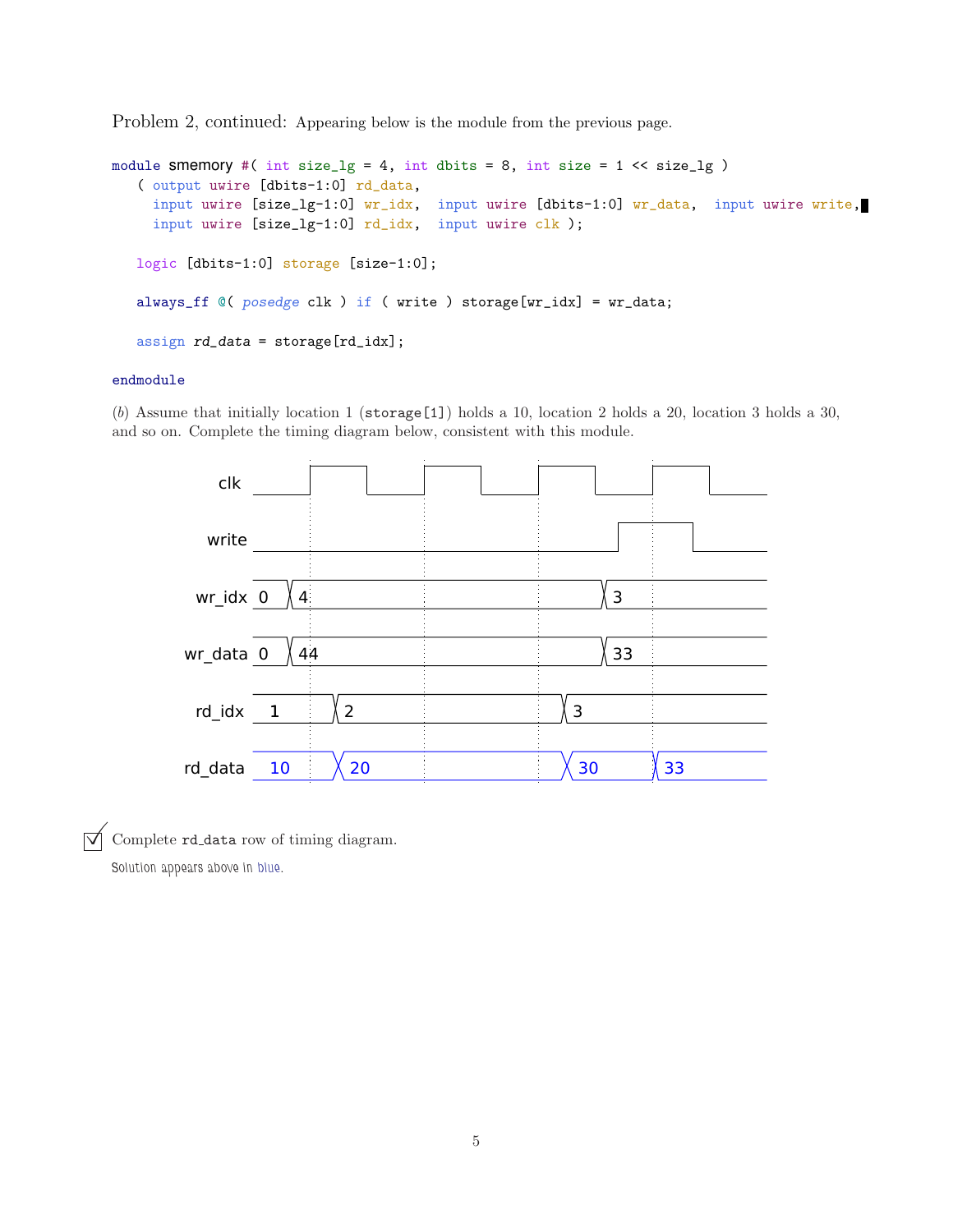Problem 2, continued: Appearing below is the module from the previous page.

```
module smemory #( int size_lg = 4, int dbits = 8, int size = 1 << size_lg )
   ( output uwire [dbits-1:0] rd_data,
     input uwire [size_lg-1:0] wr_idx,  input uwire [dbits-1:0] wr_data,  input uwire write,
     input uwire [size_lg-1:0] rd_idx,  input uwire clk );

   logic [dbits-1:0] storage [size-1:0];

   always_ff @( posedge clk ) if ( write ) storage[wr_idx] = wr_data;

   assign rd_data = storage[rd_idx];

endmodule
```

(*b*) Assume that initially location 1 (`storage[1]`) holds a 10, location 2 holds a 20, location 3 holds a 30, and so on. Complete the timing diagram below, consistent with this module.

| Signal | Values over time |
| --- | --- |
| clk | (clock waveform, four rising edges) |
| write | 0, goes high before 4th rising edge, low after |
| wr_idx | 0, 4, 3 |
| wr_data | 0, 44, 33 |
| rd_idx | 1, 2, 3 |
| rd_data | 10, 20, 30, 33 |

☑ Complete `rd_data` row of timing diagram.

Solution appears above in blue.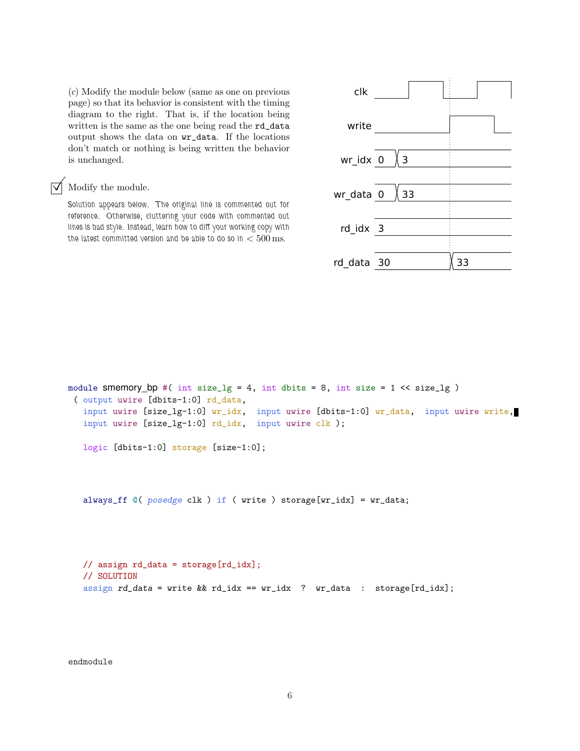(*c*) Modify the module below (same as one on previous page) so that its behavior is consistent with the timing diagram to the right. That is, if the location being written is the same as the one being read the `rd_data` output shows the data on `wr_data`. If the locations don't match or nothing is being written the behavior is unchanged.

| Signal | Values |
| --- | --- |
| clk | |
| write | |
| wr_idx | 0, 3 |
| wr_data | 0, 33 |
| rd_idx | 3 |
| rd_data | 30, 33 |

☑ Modify the module.

Solution appears below. The original line is commented out for reference. Otherwise, cluttering your code with commented out lines is bad style. Instead, learn how to diff your working copy with the latest committed version and be able to do so in $< 500$ ms.

```
module smemory_bp #( int size_lg = 4, int dbits = 8, int size = 1 << size_lg )
 ( output uwire [dbits-1:0] rd_data,
   input uwire [size_lg-1:0] wr_idx,  input uwire [dbits-1:0] wr_data,  input uwire write,
   input uwire [size_lg-1:0] rd_idx,  input uwire clk );

   logic [dbits-1:0] storage [size-1:0];



   always_ff @( posedge clk ) if ( write ) storage[wr_idx] = wr_data;




   // assign rd_data = storage[rd_idx];
   // SOLUTION
   assign rd_data = write && rd_idx == wr_idx  ?  wr_data  :  storage[rd_idx];




endmodule
```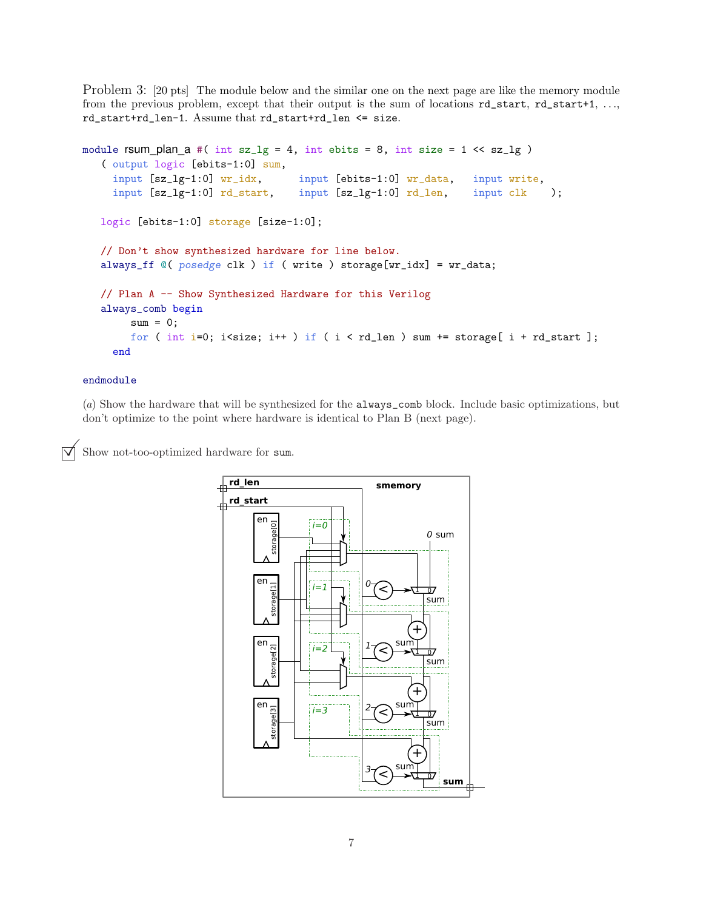Problem 3: [20 pts] The module below and the similar one on the next page are like the memory module from the previous problem, except that their output is the sum of locations `rd_start`, `rd_start+1`, ..., `rd_start+rd_len-1`. Assume that `rd_start+rd_len <= size`.

```
module rsum_plan_a #( int sz_lg = 4, int ebits = 8, int size = 1 << sz_lg )
   ( output logic [ebits-1:0] sum,
     input [sz_lg-1:0] wr_idx,      input [ebits-1:0] wr_data,    input write,
     input [sz_lg-1:0] rd_start,    input [sz_lg-1:0] rd_len,     input clk    );

   logic [ebits-1:0] storage [size-1:0];

   // Don't show synthesized hardware for line below.
   always_ff @( posedge clk ) if ( write ) storage[wr_idx] = wr_data;

   // Plan A -- Show Synthesized Hardware for this Verilog
   always_comb begin
       sum = 0;
       for ( int i=0; i<size; i++ ) if ( i < rd_len ) sum += storage[ i + rd_start ];
    end

endmodule
```

(*a*) Show the hardware that will be synthesized for the `always_comb` block. Include basic optimizations, but don't optimize to the point where hardware is identical to Plan B (next page).

☑ Show not-too-optimized hardware for `sum`.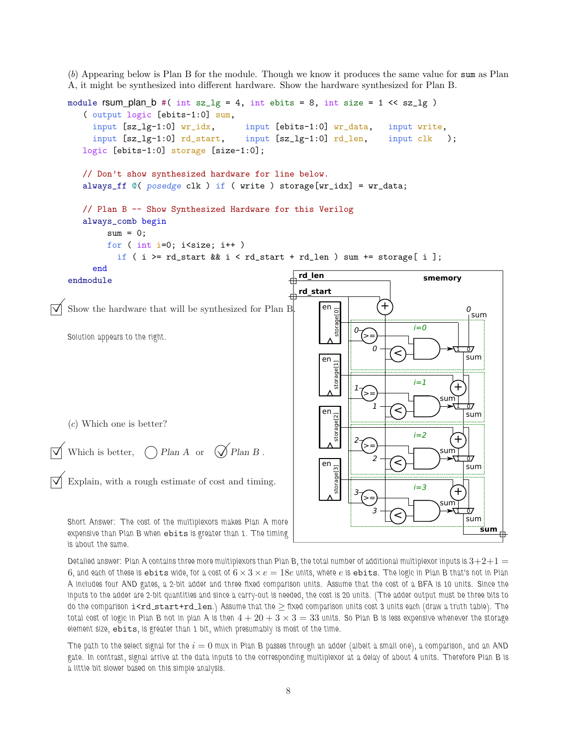(*b*) Appearing below is Plan B for the module. Though we know it produces the same value for `sum` as Plan A, it might be synthesized into different hardware. Show the hardware synthesized for Plan B.

```
module rsum_plan_b #( int sz_lg = 4, int ebits = 8, int size = 1 << sz_lg )
   ( output logic [ebits-1:0] sum,
     input [sz_lg-1:0] wr_idx,      input [ebits-1:0] wr_data,   input write,
     input [sz_lg-1:0] rd_start,    input [sz_lg-1:0] rd_len,    input clk   );
   logic [ebits-1:0] storage [size-1:0];

   // Don't show synthesized hardware for line below.
   always_ff @( posedge clk ) if ( write ) storage[wr_idx] = wr_data;

   // Plan B -- Show Synthesized Hardware for this Verilog
   always_comb begin
        sum = 0;
        for ( int i=0; i<size; i++ )
          if ( i >= rd_start && i < rd_start + rd_len ) sum += storage[ i ];
     end
endmodule
```

☑ Show the hardware that will be synthesized for Plan B.

Solution appears to the right.

(*c*) Which one is better?

☑ Which is better, ◯ *Plan A* or ☑ *Plan B* .

☑ Explain, with a rough estimate of cost and timing.

Short Answer: The cost of the multiplexors makes Plan A more expensive than Plan B when `ebits` is greater than 1. The timing is about the same.

Detailed answer: Plan A contains three more multiplexors than Plan B, the total number of additional multiplexor inputs is $3+2+1=6$, and each of these is `ebits` wide, for a cost of $6 \times 3 \times e = 18e$ units, where $e$ is `ebits`. The logic in Plan B that's not in Plan A includes four AND gates, a 2-bit adder and three fixed comparison units. Assume that the cost of a BFA is 10 units. Since the inputs to the adder are 2-bit quantities and since a carry-out is needed, the cost is 20 units. (The adder output must be three bits to do the comparison `i<rd_start+rd_len`.) Assume that the $\geq$ fixed comparison units cost 3 units each (draw a truth table). The total cost of logic in Plan B not in plan A is then $4 + 20 + 3 \times 3 = 33$ units. So Plan B is less expensive whenever the storage element size, `ebits`, is greater than 1 bit, which presumably is most of the time.

The path to the select signal for the $i=0$ mux in Plan B passes through an adder (albeit a small one), a comparison, and an AND gate. In contrast, signal arrive at the data inputs to the corresponding multiplexor at a delay of about 4 units. Therefore Plan B is a little bit slower based on this simple analysis.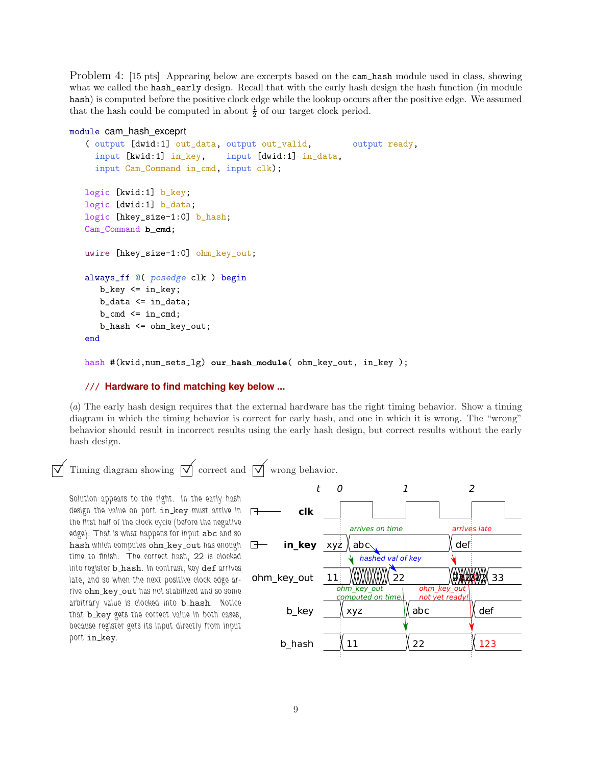Problem 4: [15 pts] Appearing below are excerpts based on the `cam_hash` module used in class, showing what we called the `hash_early` design. Recall that with the early hash design the hash function (in module `hash`) is computed before the positive clock edge while the lookup occurs after the positive edge. We assumed that the hash could be computed in about $\frac{1}{2}$ of our target clock period.

```
module cam_hash_exceprt
  ( output [dwid:1] out_data, output out_valid,       output ready,
    input [kwid:1] in_key,    input [dwid:1] in_data,
    input Cam_Command in_cmd, input clk);

  logic [kwid:1] b_key;
  logic [dwid:1] b_data;
  logic [hkey_size-1:0] b_hash;
  Cam_Command b_cmd;

  uwire [hkey_size-1:0] ohm_key_out;

  always_ff @( posedge clk ) begin
     b_key <= in_key;
     b_data <= in_data;
     b_cmd <= in_cmd;
     b_hash <= ohm_key_out;
  end

  hash #(kwid,num_sets_lg) our_hash_module( ohm_key_out, in_key );

  /// Hardware to find matching key below ...
```

(*a*) The early hash design requires that the external hardware has the right timing behavior. Show a timing diagram in which the timing behavior is correct for early hash, and one in which it is wrong. The "wrong" behavior should result in incorrect results using the early hash design, but correct results without the early hash design.

☑ Timing diagram showing ☑ correct and ☑ wrong behavior.

Solution appears to the right. In the early hash design the value on port `in_key` must arrive in the first half of the clock cycle (before the negative edge). That is what happens for input `abc` and so `hash` which computes `ohm_key_out` has enough time to finish. The correct hash, 22 is clocked into register `b_hash`. In contrast, key `def` arrives late, and so when the next positive clock edge arrive `ohm_key_out` has not stabilized and so some arbitrary value is clocked into `b_hash`. Notice that `b_key` gets the correct value in both cases, because register gets its input directly from input port `in_key`.

| Signal | t = 0 | | t = 1 | | t = 2 | |
|---|---|---|---|---|---|---|
| clk | | | | | | |
| in_key | xyz | abc (arrives on time) | abc | | def (arrives late) | |
| ohm_key_out | 11 | (changing) → 22 (hashed val of key; ohm_key_out computed on time) | 22 | | (changing: ohm_key_out not yet ready!) | 33 |
| b_key | | xyz | | abc | | def |
| b_hash | | 11 | | 22 | | 123 |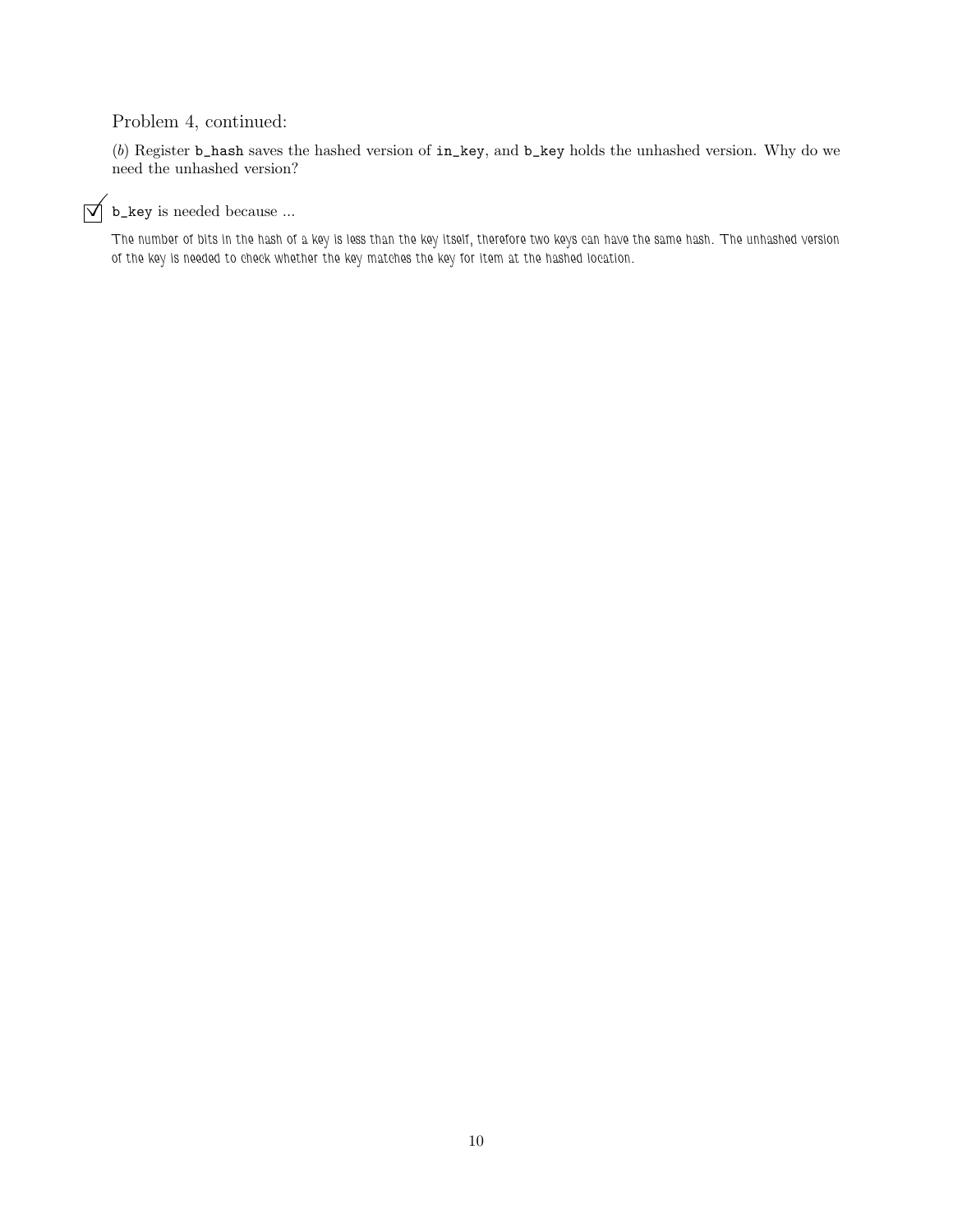Problem 4, continued:

(*b*) Register `b_hash` saves the hashed version of `in_key`, and `b_key` holds the unhashed version. Why do we need the unhashed version?

☑ `b_key` is needed because ...

*The number of bits in the hash of a key is less than the key itself, therefore two keys can have the same hash. The unhashed version of the key is needed to check whether the key matches the key for item at the hashed location.*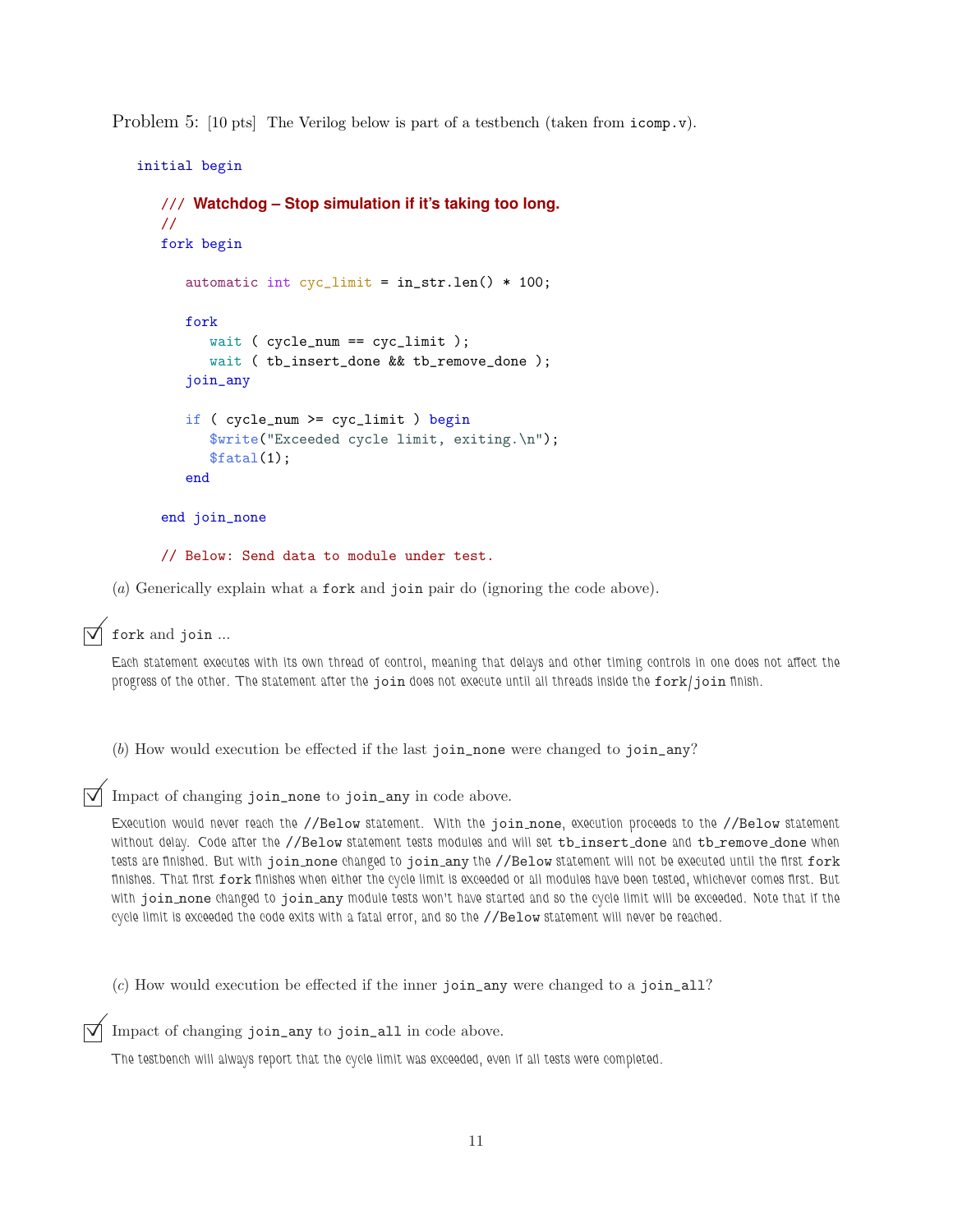Problem 5: [10 pts] The Verilog below is part of a testbench (taken from icomp.v).

```
initial begin

   /// Watchdog – Stop simulation if it's taking too long.
   //
   fork begin

      automatic int cyc_limit = in_str.len() * 100;

      fork
         wait ( cycle_num == cyc_limit );
         wait ( tb_insert_done && tb_remove_done );
      join_any

      if ( cycle_num >= cyc_limit ) begin
         $write("Exceeded cycle limit, exiting.\n");
         $fatal(1);
      end

   end join_none

   // Below: Send data to module under test.
```

(*a*) Generically explain what a fork and join pair do (ignoring the code above).

☑ fork and join ...

Each statement executes with its own thread of control, meaning that delays and other timing controls in one does not affect the progress of the other. The statement after the join does not execute until all threads inside the fork/join finish.

(*b*) How would execution be effected if the last join_none were changed to join_any?

☑ Impact of changing join_none to join_any in code above.

Execution would never reach the //Below statement. With the join_none, execution proceeds to the //Below statement without delay. Code after the //Below statement tests modules and will set tb_insert_done and tb_remove_done when tests are finished. But with join_none changed to join_any the //Below statement will not be executed until the first fork finishes. That first fork finishes when either the cycle limit is exceeded or all modules have been tested, whichever comes first. But with join_none changed to join_any module tests won't have started and so the cycle limit will be exceeded. Note that if the cycle limit is exceeded the code exits with a fatal error, and so the //Below statement will never be reached.

(*c*) How would execution be effected if the inner join_any were changed to a join_all?

☑ Impact of changing join_any to join_all in code above.

The testbench will always report that the cycle limit was exceeded, even if all tests were completed.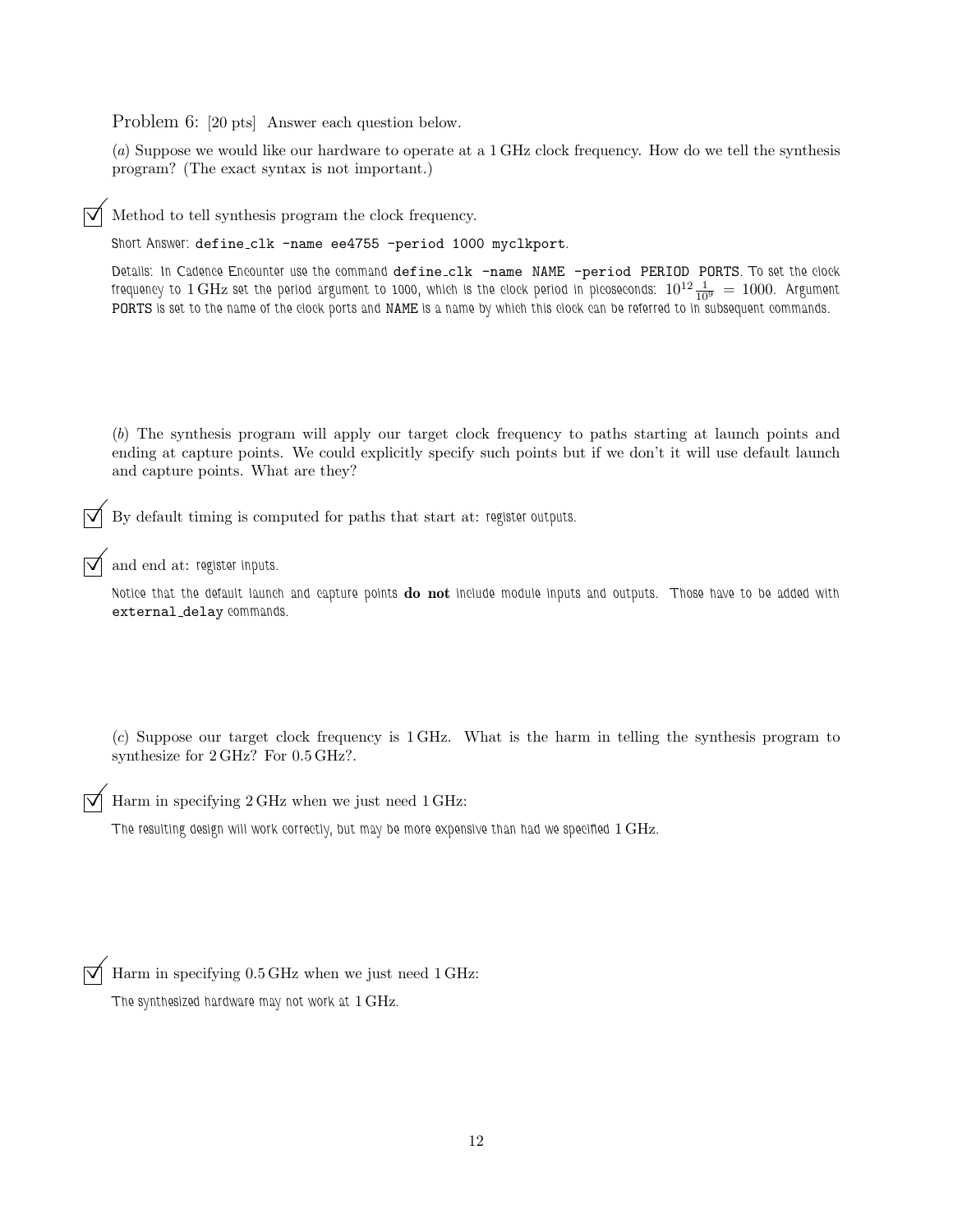Problem 6: [20 pts] Answer each question below.

(*a*) Suppose we would like our hardware to operate at a 1 GHz clock frequency. How do we tell the synthesis program? (The exact syntax is not important.)

☑ Method to tell synthesis program the clock frequency.

Short Answer: `define_clk -name ee4755 -period 1000 myclkport`.

Details: In Cadence Encounter use the command `define_clk -name NAME -period PERIOD PORTS`. To set the clock frequency to 1 GHz set the period argument to 1000, which is the clock period in picoseconds: $10^{12}\frac{1}{10^9} = 1000$. Argument `PORTS` is set to the name of the clock ports and `NAME` is a name by which this clock can be referred to in subsequent commands.

(*b*) The synthesis program will apply our target clock frequency to paths starting at launch points and ending at capture points. We could explicitly specify such points but if we don't it will use default launch and capture points. What are they?

☑ By default timing is computed for paths that start at: register outputs.

☑ and end at: register inputs.

Notice that the default launch and capture points **do not** include module inputs and outputs. Those have to be added with `external_delay` commands.

(*c*) Suppose our target clock frequency is 1 GHz. What is the harm in telling the synthesis program to synthesize for 2 GHz? For 0.5 GHz?.

☑ Harm in specifying 2 GHz when we just need 1 GHz:

The resulting design will work correctly, but may be more expensive than had we specified 1 GHz.

☑ Harm in specifying 0.5 GHz when we just need 1 GHz:

The synthesized hardware may not work at 1 GHz.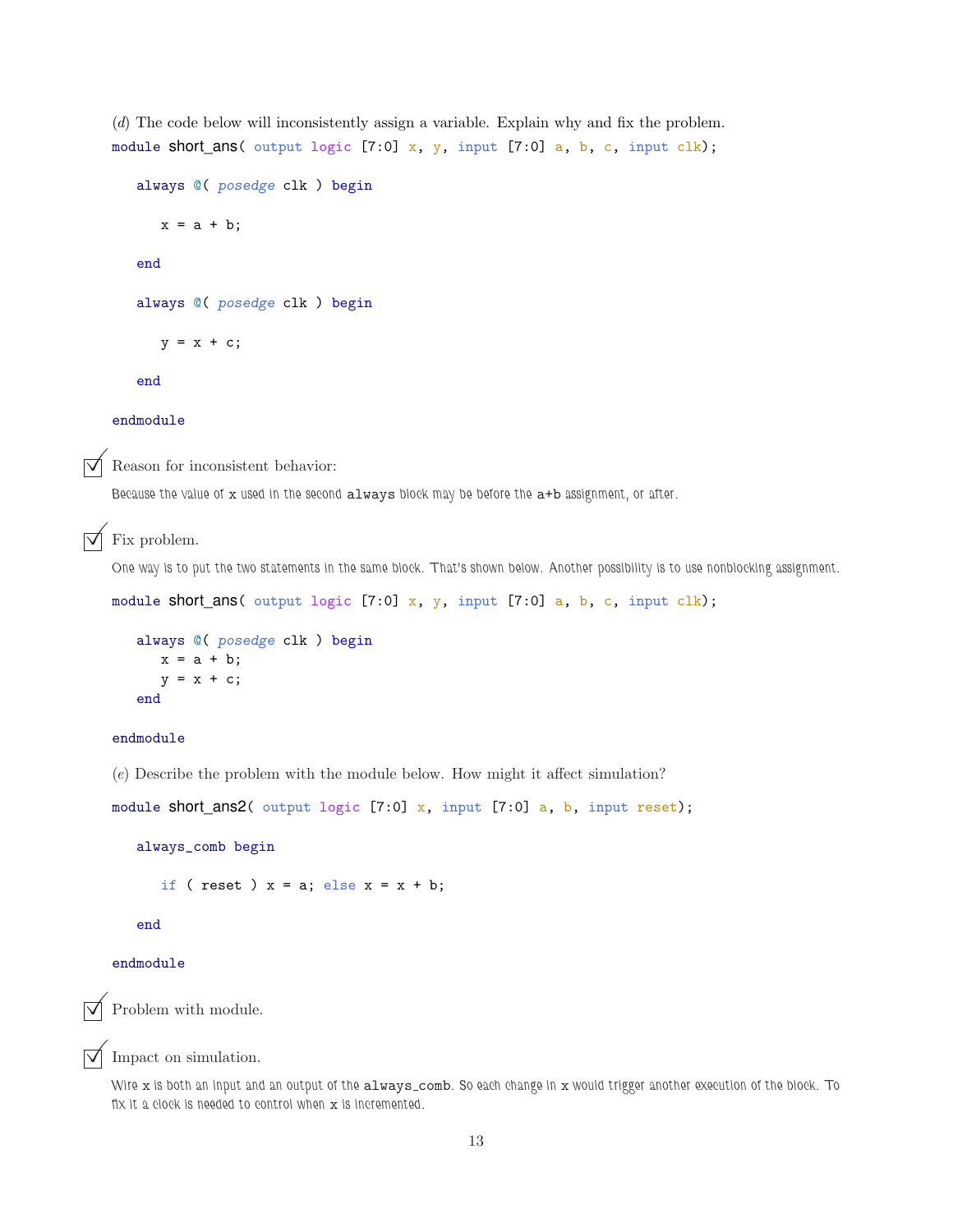(*d*) The code below will inconsistently assign a variable. Explain why and fix the problem.

```
module short_ans( output logic [7:0] x, y, input [7:0] a, b, c, input clk);

   always @( posedge clk ) begin

      x = a + b;

   end

   always @( posedge clk ) begin

      y = x + c;

   end

endmodule
```

☑ Reason for inconsistent behavior:

*Because the value of x used in the second* `always` *block may be before the* `a+b` *assignment, or after.*

☑ Fix problem.

*One way is to put the two statements in the same block. That's shown below. Another possibility is to use nonblocking assignment.*

```
module short_ans( output logic [7:0] x, y, input [7:0] a, b, c, input clk);

   always @( posedge clk ) begin
      x = a + b;
      y = x + c;
   end

endmodule
```

(*e*) Describe the problem with the module below. How might it affect simulation?

```
module short_ans2( output logic [7:0] x, input [7:0] a, b, input reset);

   always_comb begin

      if ( reset ) x = a; else x = x + b;

   end

endmodule
```

☑ Problem with module.

☑ Impact on simulation.

*Wire x is both an input and an output of the* `always_comb`*. So each change in x would trigger another execution of the block. To fix it a clock is needed to control when x is incremented.*